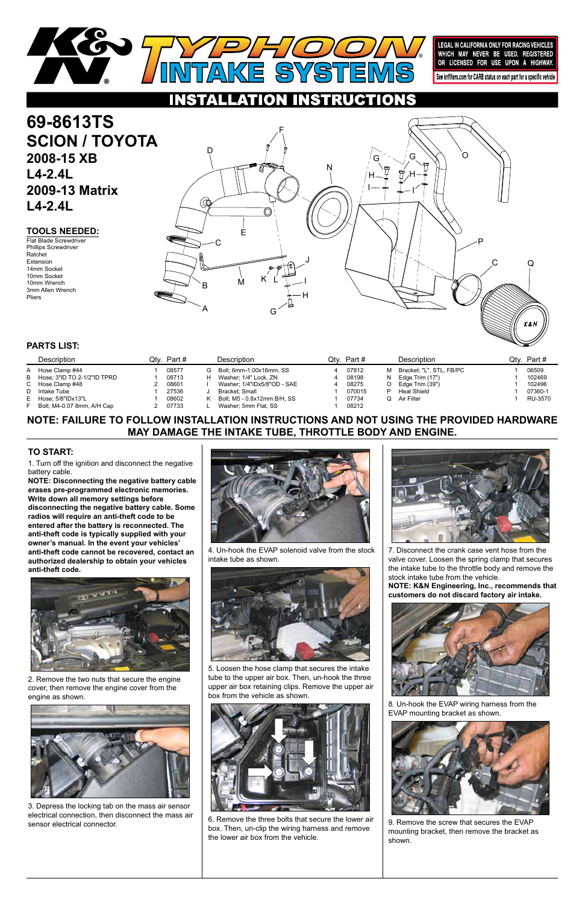# K&N TYPHOON INTAKE SYSTEMS

LEGAL IN CALIFORNIA ONLY FOR RACING VEHICLES WHICH MAY NEVER BE USED, REGISTERED OR LICENSED FOR USE UPON A HIGHWAY.

See knfilters.com for CARB status on each part for a specific vehicle

## INSTALLATION INSTRUCTIONS

# 69-8613TS
# SCION / TOYOTA
## 2008-15 XB
## L4-2.4L
## 2009-13 Matrix
## L4-2.4L

### TOOLS NEEDED:

Flat Blade Screwdriver
Phillips Screwdriver
Ratchet
Extension
14mm Socket
10mm Socket
10mm Wrench
3mm Allen Wrench
Pliers

### PARTS LIST:

| | Description | Qty. | Part # | | Description | Qty. | Part # | | Description | Qty. | Part # |
|---|---|---|---|---|---|---|---|---|---|---|---|
| A | Hose Clamp #44 | 1 | 08577 | G | Bolt; 6mm-1.00x16mm, SS | 4 | 07812 | M | Bracket; "L", STL, FB/PC | 1 | 06509 |
| B | Hose; 3"ID TO 2-1/2"ID TPRD | 1 | 08713 | H | Washer; 1/4" Lock, ZN | 4 | 08198 | N | Edge Trim (17") | 1 | 102469 |
| C | Hose Clamp #48 | 2 | 08601 | I | Washer; 1/4"IDx5/8"OD - SAE | 4 | 08275 | O | Edge Trim (39") | 1 | 102496 |
| D | Intake Tube | 1 | 27536 | J | Bracket; Small | 1 | 070015 | P | Heat Shield | 1 | 07360-1 |
| E | Hose; 5/8"IDx13"L | 1 | 08602 | K | Bolt; M5 - 0.8x12mm B/H, SS | 1 | 07734 | Q | Air Filter | 1 | RU-3570 |
| F | Bolt; M4-0.07 8mm, A/H Cap | 2 | 07733 | L | Washer; 5mm Flat, SS | 1 | 08212 | | | | |

**NOTE: FAILURE TO FOLLOW INSTALLATION INSTRUCTIONS AND NOT USING THE PROVIDED HARDWARE MAY DAMAGE THE INTAKE TUBE, THROTTLE BODY AND ENGINE.**

### TO START:

1. Turn off the ignition and disconnect the negative battery cable.

**NOTE: Disconnecting the negative battery cable erases pre-programmed electronic memories. Write down all memory settings before disconnecting the negative battery cable. Some radios will require an anti-theft code to be entered after the battery is reconnected. The anti-theft code is typically supplied with your owner's manual. In the event your vehicles' anti-theft code cannot be recovered, contact an authorized dealership to obtain your vehicles anti-theft code.**

2. Remove the two nuts that secure the engine cover, then remove the engine cover from the engine as shown.

3. Depress the locking tab on the mass air sensor electrical connection, then disconnect the mass air sensor electrical connector.

4. Un-hook the EVAP solenoid valve from the stock intake tube as shown.

5. Loosen the hose clamp that secures the intake tube to the upper air box. Then, un-hook the three upper air box retaining clips. Remove the upper air box from the vehicle as shown.

6. Remove the three bolts that secure the lower air box. Then, un-clip the wiring harness and remove the lower air box from the vehicle.

7. Disconnect the crank case vent hose from the valve cover. Loosen the spring clamp that secures the intake tube to the throttle body and remove the stock intake tube from the vehicle.

**NOTE: K&N Engineering, Inc., recommends that customers do not discard factory air intake.**

8. Un-hook the EVAP wiring harness from the EVAP mounting bracket as shown.

9. Remove the screw that secures the EVAP mounting bracket, then remove the bracket as shown.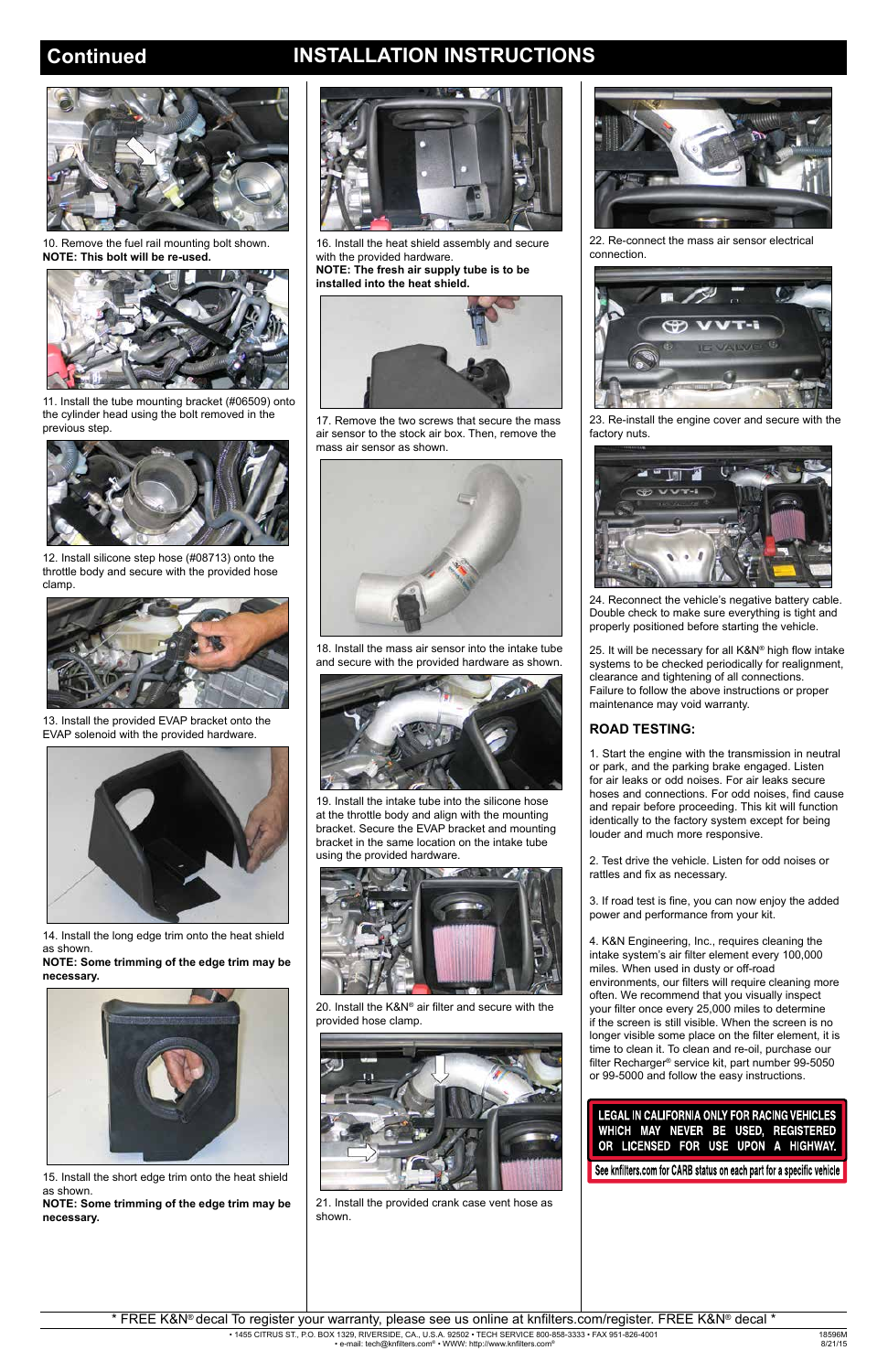# Continued

# INSTALLATION INSTRUCTIONS

10. Remove the fuel rail mounting bolt shown.
**NOTE: This bolt will be re-used.**

11. Install the tube mounting bracket (#06509) onto the cylinder head using the bolt removed in the previous step.

12. Install silicone step hose (#08713) onto the throttle body and secure with the provided hose clamp.

13. Install the provided EVAP bracket onto the EVAP solenoid with the provided hardware.

14. Install the long edge trim onto the heat shield as shown.
**NOTE: Some trimming of the edge trim may be necessary.**

15. Install the short edge trim onto the heat shield as shown.
**NOTE: Some trimming of the edge trim may be necessary.**

16. Install the heat shield assembly and secure with the provided hardware.
**NOTE: The fresh air supply tube is to be installed into the heat shield.**

17. Remove the two screws that secure the mass air sensor to the stock air box. Then, remove the mass air sensor as shown.

18. Install the mass air sensor into the intake tube and secure with the provided hardware as shown.

19. Install the intake tube into the silicone hose at the throttle body and align with the mounting bracket. Secure the EVAP bracket and mounting bracket in the same location on the intake tube using the provided hardware.

20. Install the K&N® air filter and secure with the provided hose clamp.

21. Install the provided crank case vent hose as shown.

22. Re-connect the mass air sensor electrical connection.

23. Re-install the engine cover and secure with the factory nuts.

24. Reconnect the vehicle's negative battery cable. Double check to make sure everything is tight and properly positioned before starting the vehicle.

25. It will be necessary for all K&N® high flow intake systems to be checked periodically for realignment, clearance and tightening of all connections. Failure to follow the above instructions or proper maintenance may void warranty.

### ROAD TESTING:

1. Start the engine with the transmission in neutral or park, and the parking brake engaged. Listen for air leaks or odd noises. For air leaks secure hoses and connections. For odd noises, find cause and repair before proceeding. This kit will function identically to the factory system except for being louder and much more responsive.

2. Test drive the vehicle. Listen for odd noises or rattles and fix as necessary.

3. If road test is fine, you can now enjoy the added power and performance from your kit.

4. K&N Engineering, Inc., requires cleaning the intake system's air filter element every 100,000 miles. When used in dusty or off-road environments, our filters will require cleaning more often. We recommend that you visually inspect your filter once every 25,000 miles to determine if the screen is still visible. When the screen is no longer visible some place on the filter element, it is time to clean it. To clean and re-oil, purchase our filter Recharger® service kit, part number 99-5050 or 99-5000 and follow the easy instructions.

**LEGAL IN CALIFORNIA ONLY FOR RACING VEHICLES WHICH MAY NEVER BE USED, REGISTERED OR LICENSED FOR USE UPON A HIGHWAY.**

**See knfilters.com for CARB status on each part for a specific vehicle**

* FREE K&N® decal To register your warranty, please see us online at knfilters.com/register. FREE K&N® decal *

• 1455 CITRUS ST., P.O. BOX 1329, RIVERSIDE, CA., U.S.A. 92502 • TECH SERVICE 800-858-3333 • FAX 951-826-4001
• e-mail: tech@knfilters.com® • WWW: http://www.knfilters.com®

18596M
8/21/15